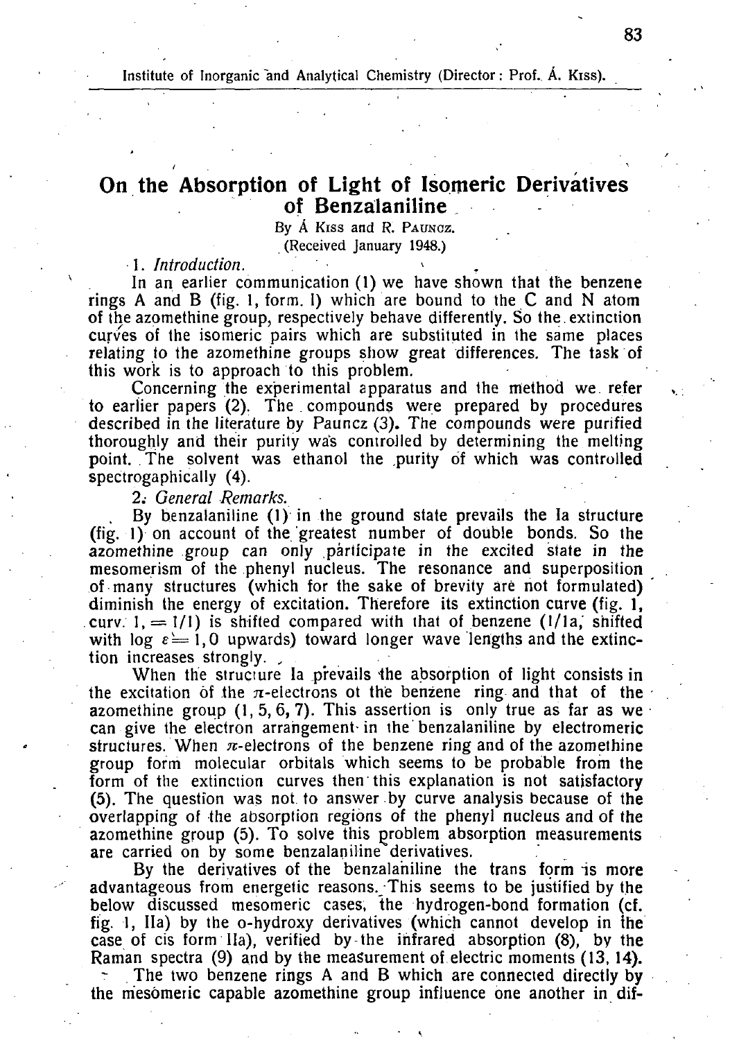Institute of Inorganic and Analytical Chemistry (Director: Prof. Á. Kiss).

# On the Absorption of Light of Isomeric Derivatives of Benzalaniline

By Á. Kiss and R. Pauncz.

(Received January 1948.)

## 1. *Introduction.*

In an earlier communication (1) we have shown that the benzene rings A and B (fig. 1, form. I) which are bound to the C and N atom of the azomethine group, respectively behave differently. So the extinction curves of the isomeric pairs which are substituted in the same places relating to the azomethine groups show great differences. The task of this work is to approach to this problem.

Concerning the experimental apparatus and the method we refer to earlier papers (2). The compounds were prepared by procedures described in the literature by Pauncz (3). The compounds were purified thoroughly and their purity was controlled by determining the melting point. The solvent was ethanol the purity of which was controlled spectrogaphically (4).

## 2. *General Remarks.*

By benzalaniline (1) in the ground state prevails the Ia structure (fig. 1) on account of the greatest number of double bonds. So the azomethine group can only participate in the excited state in the mesomerism of the phenyl nucleus. The resonance and superposition of many structures (which for the sake of brevity are not formulated) diminish the energy of excitation. Therefore its extinction curve (fig. 1, curv. 1, = I/1) is shifted compared with that of benzene (I/1a, shifted with $\log \varepsilon = 1,0$ upwards) toward longer wave lengths and the extinction increases strongly.

When the structure Ia prevails the absorption of light consists in the excitation of the $\pi$-electrons of the benzene ring and that of the azomethine group (1, 5, 6, 7). This assertion is only true as far as we can give the electron arrangement in the benzalaniline by electromeric structures. When $\pi$-electrons of the benzene ring and of the azomethine group form molecular orbitals which seems to be probable from the form of the extinction curves then this explanation is not satisfactory (5). The question was not to answer by curve analysis because of the overlapping of the absorption regions of the phenyl nucleus and of the azomethine group (5). To solve this problem absorption measurements are carried on by some benzalaniline derivatives.

By the derivatives of the benzalaniline the trans form is more advantageous from energetic reasons. This seems to be justified by the below discussed mesomeric cases, the hydrogen-bond formation (cf. fig. 1, IIa) by the o-hydroxy derivatives (which cannot develop in the case of cis form IIa), verified by the infrared absorption (8), by the Raman spectra (9) and by the measurement of electric moments (13, 14).

The two benzene rings A and B which are connected directly by the mesomeric capable azomethine group influence one another in dif-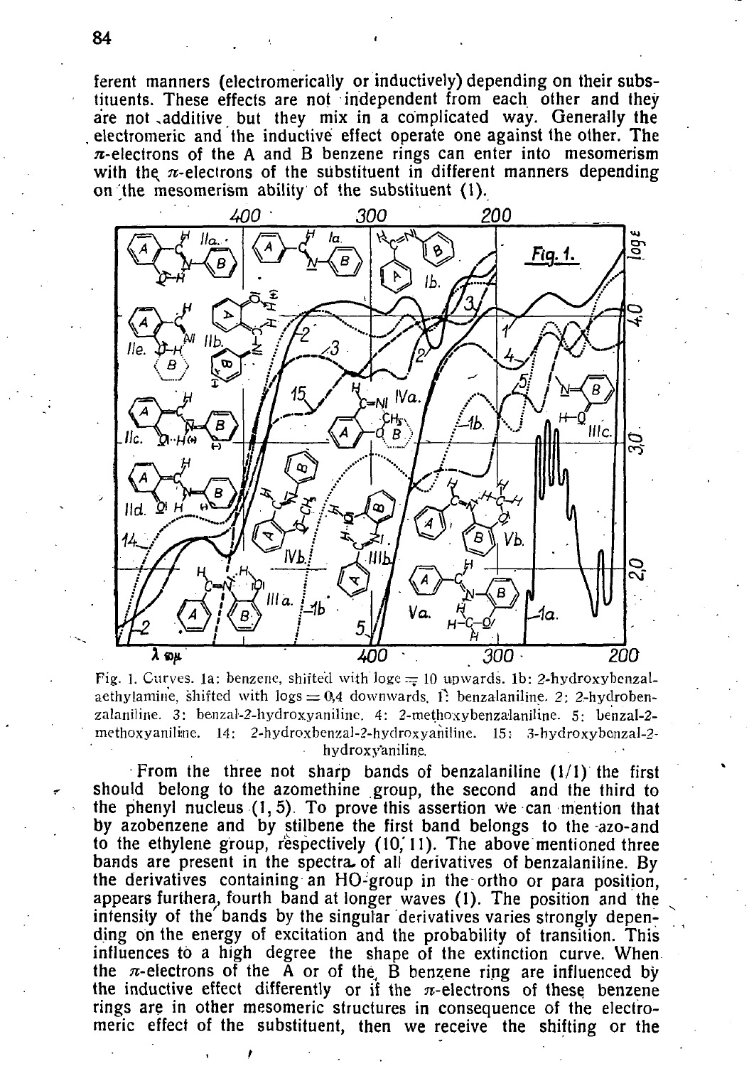ferent manners (electromerically or inductively) depending on their substituents. These effects are not independent from each other and they are not additive but they mix in a complicated way. Generally the electromeric and the inductive effect operate one against the other. The $\pi$-electrons of the A and B benzene rings can enter into mesomerism with the $\pi$-electrons of the substituent in different manners depending on the mesomerism ability of the substituent (1).

Fig. 1. Curves. 1a: benzene, shifted with $\log \varepsilon = 10$ upwards. 1b: 2-hydroxybenzal-aethylamine, shifted with $\log \varepsilon = 0{,}4$ downwards. 1: benzalaniline. 2: 2-hydrobenzalaniline. 3: benzal-2-hydroxyaniline. 4: 2-methoxybenzalaniline. 5: benzal-2-methoxyaniline. 14: 2-hydroxbenzal-2-hydroxyaniline. 15: 3-hydroxybenzal-2-hydroxyaniline.

From the three not sharp bands of benzalaniline (1/1) the first should belong to the azomethine group, the second and the third to the phenyl nucleus (1, 5). To prove this assertion we can mention that by azobenzene and by stilbene the first band belongs to the azo-and to the ethylene group, respectively (10, 11). The above mentioned three bands are present in the spectra of all derivatives of benzalaniline. By the derivatives containing an HO-group in the ortho or para position, appears furthera, fourth band at longer waves (1). The position and the intensity of the bands by the singular derivatives varies strongly depending on the energy of excitation and the probability of transition. This influences to a high degree the shape of the extinction curve. When the $\pi$-electrons of the A or of the B benzene ring are influenced by the inductive effect differently or if the $\pi$-electrons of these benzene rings are in other mesomeric structures in consequence of the electromeric effect of the substituent, then we receive the shifting or the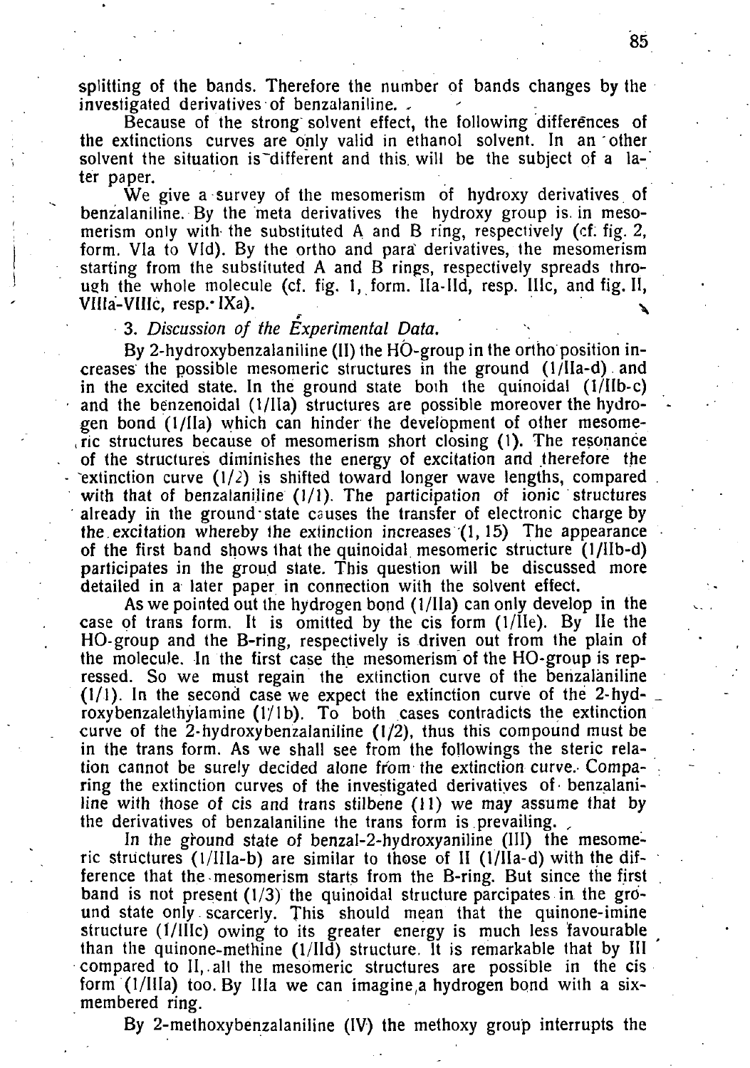splitting of the bands. Therefore the number of bands changes by the investigated derivatives of benzalaniline.

Because of the strong solvent effect, the following differences of the extinctions curves are only valid in ethanol solvent. In an other solvent the situation is different and this will be the subject of a later paper.

We give a survey of the mesomerism of hydroxy derivatives of benzalaniline. By the meta derivatives the hydroxy group is in mesomerism only with the substituted A and B ring, respectively (cf. fig. 2, form. VIa to VId). By the ortho and para derivatives, the mesomerism starting from the substituted A and B rings, respectively spreads through the whole molecule (cf. fig. 1, form. IIa-IId, resp. IIIc, and fig. II, VIIIa-VIIIc, resp. IXa).

### 3. *Discussion of the Experimental Data.*

By 2-hydroxybenzalaniline (II) the HO-group in the ortho position increases the possible mesomeric structures in the ground (1/IIa-d) and in the excited state. In the ground state both the quinoidal (1/IIb-c) and the benzenoidal (1/IIa) structures are possible moreover the hydrogen bond (1/IIa) which can hinder the development of other mesomeric structures because of mesomerism short closing (1). The resonance of the structures diminishes the energy of excitation and therefore the extinction curve (1/2) is shifted toward longer wave lengths, compared with that of benzaIaniline (1/1). The participation of ionic structures already in the ground state causes the transfer of electronic charge by the excitation whereby the extinction increases (1, 15) The appearance of the first band shows that the quinoidal mesomeric structure (1/IIb-d) participates in the groud state. This question will be discussed more detailed in a later paper in connection with the solvent effect.

As we pointed out the hydrogen bond (1/IIa) can only develop in the case of trans form. It is omitted by the cis form (1/IIe). By IIe the HO-group and the B-ring, respectively is driven out from the plain of the molecule. In the first case the mesomerism of the HO-group is repressed. So we must regain the extinction curve of the benzalaniline (1/1). In the second case we expect the extinction curve of the 2-hydroxybenzalethylamine (1/1b). To both cases contradicts the extinction curve of the 2-hydroxybenzalaniline (1/2), thus this compound must be in the trans form. As we shall see from the followings the steric relation cannot be surely decided alone from the extinction curve. Comparing the extinction curves of the investigated derivatives of benzalaniline with those of cis and trans stilbene (11) we may assume that by the derivatives of benzalaniline the trans form is prevailing.

In the ground state of benzal-2-hydroxyaniline (III) the mesomeric structures (1/IIIa-b) are similar to those of II (1/IIa-d) with the difference that the mesomerism starts from the B-ring. But since the first band is not present (1/3) the quinoidal structure parcipates in the ground state only scarcerly. This should mean that the quinone-imine structure (1/IIIc) owing to its greater energy is much less favourable than the quinone-methine (1/IId) structure. It is remarkable that by III compared to II, all the mesomeric structures are possible in the cis form (1/IIIa) too. By IIIa we can imagine a hydrogen bond with a six-membered ring.

By 2-methoxybenzalaniline (IV) the methoxy group interrupts the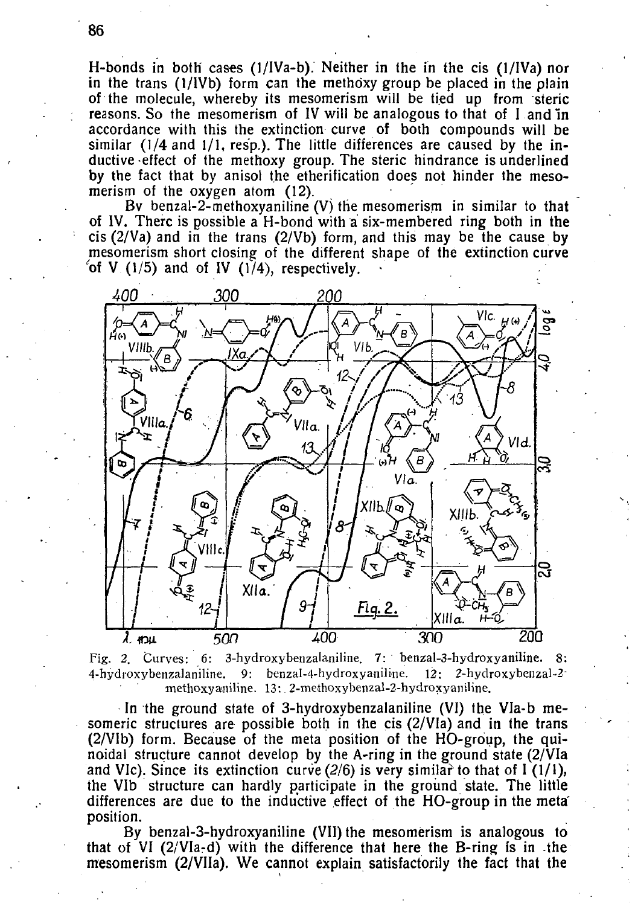H-bonds in both cases (1/IVa-b). Neither in the cis (1/IVa) nor in the trans (1/IVb) form can the methoxy group be placed in the plain of the molecule, whereby its mesomerism will be tied up from steric reasons. So the mesomerism of IV will be analogous to that of I and in accordance with this the extinction curve of both compounds will be similar (1/4 and 1/1, resp.). The little differences are caused by the inductive effect of the methoxy group. The steric hindrance is underlined by the fact that by anisol the etherification does not hinder the mesomerism of the oxygen atom (12).

By benzal-2-methoxyaniline (V) the mesomerism in similar to that of IV. There is possible a H-bond with a six-membered ring both in the cis (2/Va) and in the trans (2/Vb) form, and this may be the cause by mesomerism short closing of the different shape of the extinction curve of V (1/5) and of IV (1/4), respectively.

Fig. 2. Curves: 6: 3-hydroxybenzalaniline. 7: benzal-3-hydroxyaniline. 8: 4-hydroxybenzalaniline. 9: benzal-4-hydroxyaniline. 12: 2-hydroxybenzal-2-methoxyaniline. 13: 2-methoxybenzal-2-hydroxyaniline.

In the ground state of 3-hydroxybenzalaniline (VI) the VIa-b mesomeric structures are possible both in the cis (2/VIa) and in the trans (2/VIb) form. Because of the meta position of the HO-group, the quinoidal structure cannot develop by the A-ring in the ground state (2/VIa and VIc). Since its extinction curve (2/6) is very similar to that of I (1/1), the VIb structure can hardly participate in the ground state. The little differences are due to the inductive effect of the HO-group in the meta position.

By benzal-3-hydroxyaniline (VII) the mesomerism is analogous to that of VI (2/VIa-d) with the difference that here the B-ring is in the mesomerism (2/VIIa). We cannot explain satisfactorily the fact that the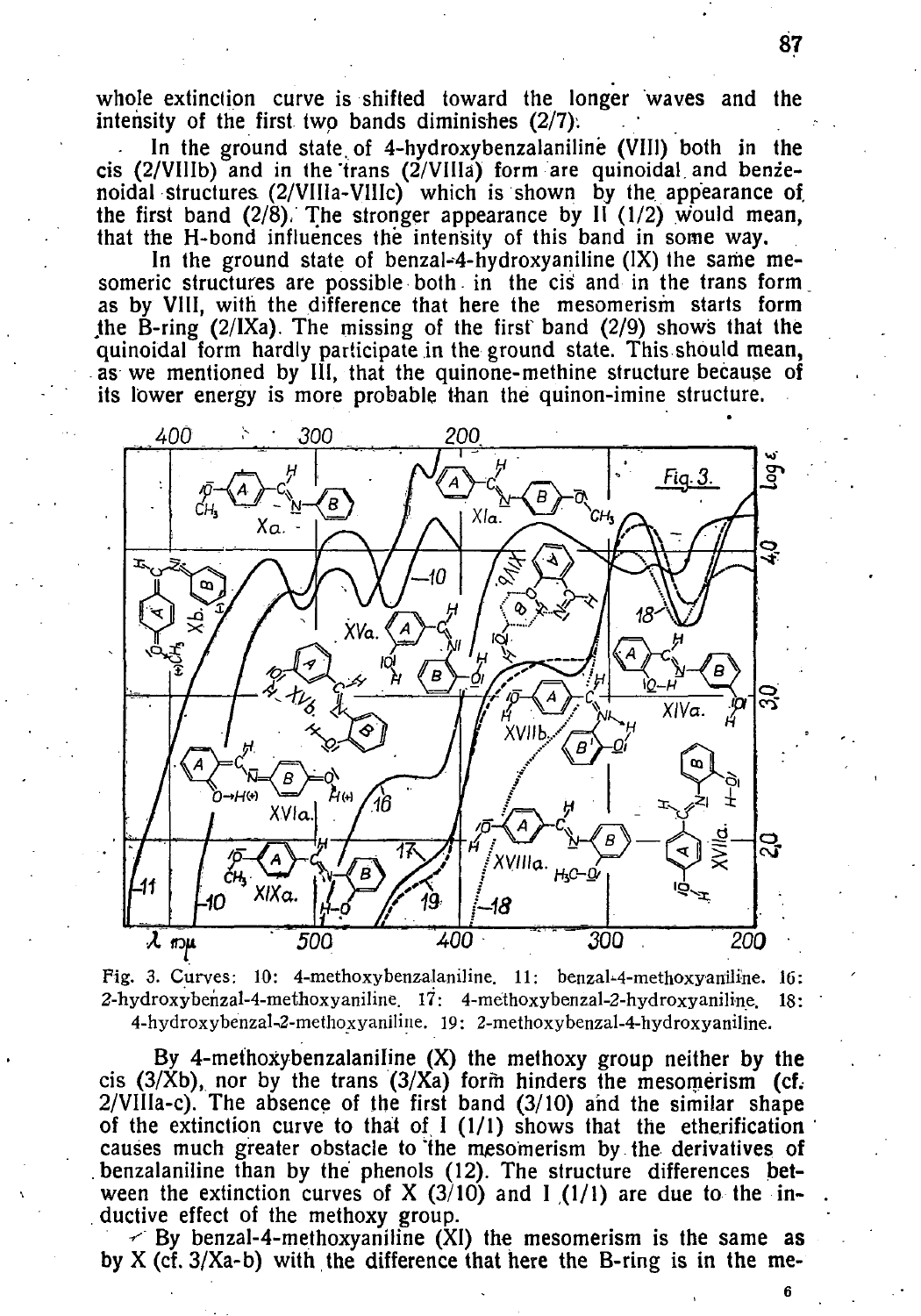whole extinction curve is shifted toward the longer waves and the intensity of the first two bands diminishes (2/7).

In the ground state of 4-hydroxybenzalaniline (VIII) both in the cis (2/VIIIb) and in the trans (2/VIIIa) form are quinoidal and benzenoidal structures (2/VIIIa-VIIIc) which is shown by the appearance of the first band (2/8). The stronger appearance by II (1/2) would mean, that the H-bond influences the intensity of this band in some way.

In the ground state of benzal-4-hydroxyaniline (IX) the same mesomeric structures are possible both in the cis and in the trans form as by VIII, with the difference that here the mesomerism starts form the B-ring (2/IXa). The missing of the first band (2/9) shows that the quinoidal form hardly participate in the ground state. This should mean, as we mentioned by III, that the quinone-methine structure because of its lower energy is more probable than the quinon-imine structure.

Fig. 3. Curves: 10: 4-methoxybenzalaniline. 11: benzal-4-methoxyaniline. 16: 2-hydroxybenzal-4-methoxyaniline. 17: 4-methoxybenzal-2-hydroxyaniline. 18: 4-hydroxybenzal-2-methoxyaniline. 19: 2-methoxybenzal-4-hydroxyaniline.

By 4-methoxybenzalaniline (X) the methoxy group neither by the cis (3/Xb), nor by the trans (3/Xa) form hinders the mesomerism (cf. 2/VIIIa-c). The absence of the first band (3/10) and the similar shape of the extinction curve to that of I (1/1) shows that the etherification causes much greater obstacle to the mesomerism by the derivatives of benzalaniline than by the phenols (12). The structure differences between the extinction curves of X (3/10) and I (1/1) are due to the inductive effect of the methoxy group.

By benzal-4-methoxyaniline (XI) the mesomerism is the same as by X (cf. 3/Xa-b) with the difference that here the B-ring is in the me-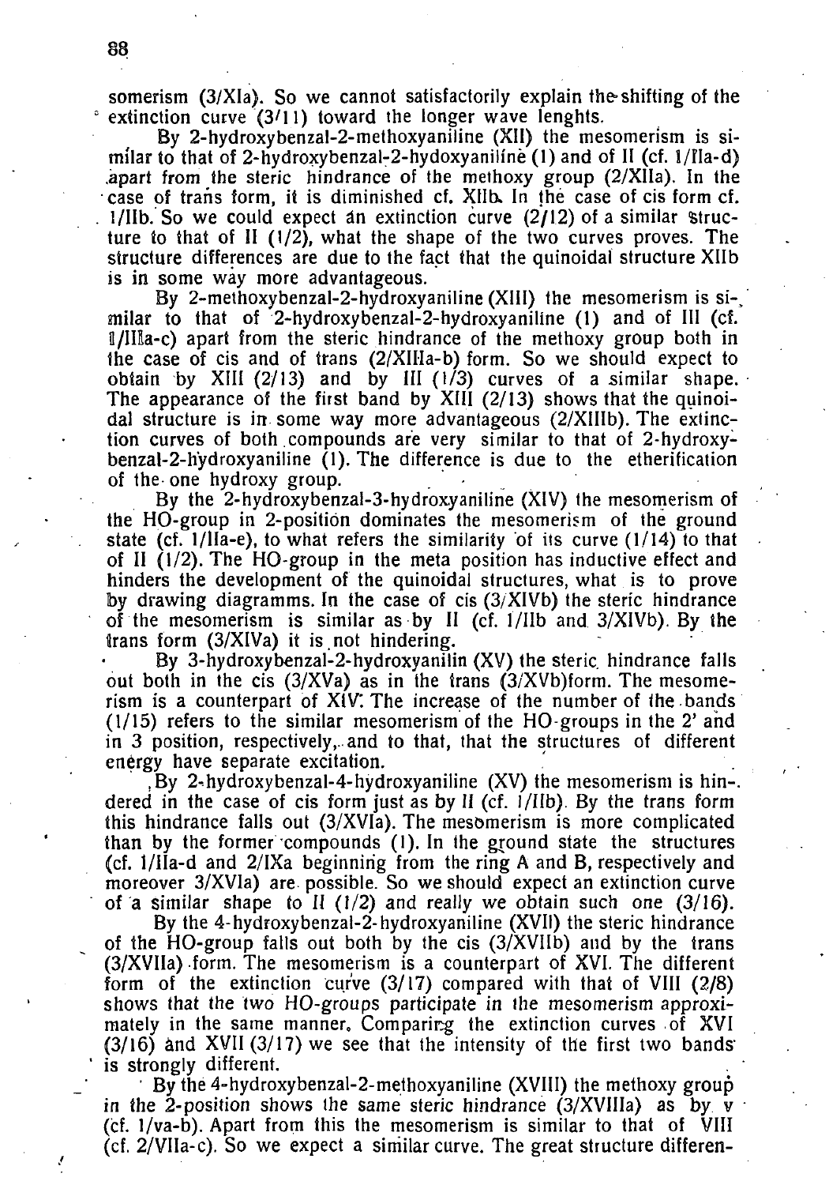somerism (3/XIa). So we cannot satisfactorily explain the shifting of the extinction curve (3/11) toward the longer wave lenghts.

By 2-hydroxybenzal-2-methoxyaniline (XII) the mesomerism is similar to that of 2-hydroxybenzal-2-hydoxyaniline (1) and of II (cf. 1/IIa-d) apart from the steric hindrance of the methoxy group (2/XIIa). In the case of trans form, it is diminished cf. XIIb. In the case of cis form cf. 1/IIb. So we could expect an extinction curve (2/12) of a similar structure to that of II (1/2), what the shape of the two curves proves. The structure differences are due to the fact that the quinoidal structure XIIb is in some way more advantageous.

By 2-methoxybenzal-2-hydroxyaniline (XIII) the mesomerism is similar to that of 2-hydroxybenzal-2-hydroxyaniline (1) and of III (cf. 1/IIIa-c) apart from the steric hindrance of the methoxy group both in the case of cis and of trans (2/XIIIa-b) form. So we should expect to obtain by XIII (2/13) and by III (1/3) curves of a similar shape. The appearance of the first band by XIII (2/13) shows that the quinoidal structure is in some way more advantageous (2/XIIIb). The extinction curves of both compounds are very similar to that of 2-hydroxybenzal-2-hydroxyaniline (1). The difference is due to the etherification of the one hydroxy group.

By the 2-hydroxybenzal-3-hydroxyaniline (XIV) the mesomerism of the HO-group in 2-position dominates the mesomerism of the ground state (cf. 1/IIa-e), to what refers the similarity of its curve (1/14) to that of II (1/2). The HO-group in the meta position has inductive effect and hinders the development of the quinoidal structures, what is to prove by drawing diagramms. In the case of cis (3/XIVb) the steric hindrance of the mesomerism is similar as by II (cf. 1/IIb and 3/XIVb). By the trans form (3/XIVa) it is not hindering.

By 3-hydroxybenzal-2-hydroxyanilin (XV) the steric hindrance falls out both in the cis (3/XVa) as in the trans (3/XVb)form. The mesomerism is a counterpart of XIV. The increase of the number of the bands (1/15) refers to the similar mesomerism of the HO-groups in the 2' and in 3 position, respectively, and to that, that the structures of different energy have separate excitation.

By 2-hydroxybenzal-4-hydroxyaniline (XV) the mesomerism is hindered in the case of cis form just as by II (cf. 1/IIb). By the trans form this hindrance falls out (3/XVIa). The mesomerism is more complicated than by the former compounds (1). In the ground state the structures (cf. 1/IIa-d and 2/IXa beginning from the ring A and B, respectively and moreover 3/XVIa) are possible. So we should expect an extinction curve of a similar shape to II (1/2) and really we obtain such one (3/16).

By the 4-hydroxybenzal-2-hydroxyaniline (XVII) the steric hindrance of the HO-group falls out both by the cis (3/XVIIb) and by the trans (3/XVIIa) form. The mesomerism is a counterpart of XVI. The different form of the extinction curve (3/17) compared with that of VIII (2/8) shows that the two HO-groups participate in the mesomerism approximately in the same manner. Comparing the extinction curves of XVI (3/16) and XVII (3/17) we see that the intensity of the first two bands is strongly different.

By the 4-hydroxybenzal-2-methoxyaniline (XVIII) the methoxy group in the 2-position shows the same steric hindrance (3/XVIIIa) as by V (cf. 1/Va-b). Apart from this the mesomerism is similar to that of VIII (cf. 2/VIIa-c). So we expect a similar curve. The great structure differen-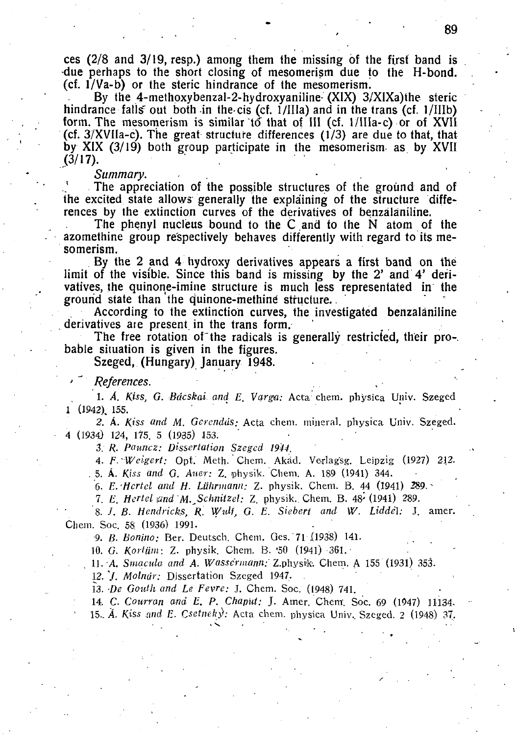ces (2/8 and 3/19, resp.) among them the missing of the first band is due perhaps to the short closing of mesomerism due to the H-bond. (cf. 1/Va-b) or the steric hindrance of the mesomerism.

By the 4-methoxybenzal-2-hydroxyaniline (XIX) 3/XIXa) the steric hindrance falls out both in the cis (cf. 1/IIIa) and in the trans (cf. 1/IIIb) form. The mesomerism is similar to that of III (cf. 1/IIIa-c) or of XVII (cf. 3/XVIIa-c). The great structure differences (1/3) are due to that, that by XIX (3/19) both group participate in the mesomerism as by XVII (3/17).

*Summary.*

The appreciation of the possible structures of the ground and of the excited state allows generally the explaining of the structure differences by the extinction curves of the derivatives of benzalaniline.

The phenyl nucleus bound to the C and to the N atom of the azomethine group respectively behaves differently with regard to its mesomerism.

By the 2 and 4 hydroxy derivatives appears a first band on the limit of the visible. Since this band is missing by the 2' and 4' derivatives, the quinone-imine structure is much less representated in the ground state than the quinone-methine structure.

According to the extinction curves, the investigated benzalaniline derivatives are present in the trans form.

The free rotation of the radicals is generally restricted, their probable situation is given in the figures.

Szeged, (Hungary) January 1948.

*References.*

1. *Á. Kiss, G. Bácskai and E. Varga:* Acta chem. physica Univ. Szeged 1 (1942) 155.
2. *Á. Kiss and M. Gerendás:* Acta chem. mineral. physica Univ. Szeged. 4 (1934) 124, 175. 5 (1935) 153.
3. *R. Pauncz:* Dissertation Szeged 1944.
4. *F. Weigert:* Opt. Meth. Chem. Akad. Verlagsg. Leipzig (1927) 212.
5. *Á. Kiss and G. Auer:* Z. physik. Chem. A. 189 (1941) 344.
6. *E. Hertel and H. Lührmann:* Z. physik. Chem. B. 44 (1941) 289.
7. *E. Hertel and M. Schnitzel:* Z. physik. Chem. B. 48 (1941) 289.
8. *J. B. Hendricks, R. Wulf, G. E. Siebert and W. Liddel:* J. amer. Chem. Soc. 58 (1936) 1991.
9. *B. Bonino:* Ber. Deutsch. Chem. Ges. 71 (1938) 141.
10. *G. Kortüm:* Z. physik. Chem. B. 50 (1941) 361.
11. *A. Smacula and A. Wassermann:* Z.physik. Chem. A 155 (1931) 353.
12. *J. Molnár:* Dissertation Szeged 1947.
13. *De Gouth and Le Fevre:* J. Chem. Soc. (1948) 741.
14. *C. Courran and E. P. Chaput:* J. Amer. Chem. Soc. 69 (1947) 11134.
15. *Á. Kiss and E. Csetneky:* Acta chem. physica Univ. Szeged. 2 (1948) 37.